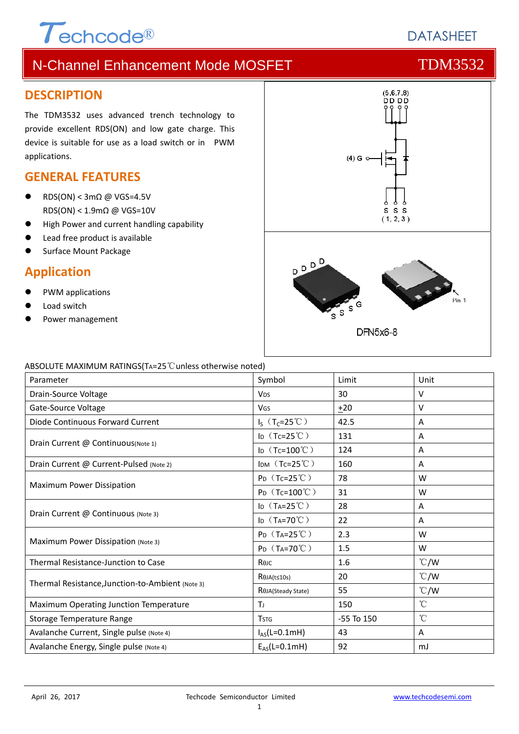Techcode®

DATASHEET

# N-Channel Enhancement Mode MOSFET — TDM3532

## DESCRIPTION

The TDM3532 uses advanced trench technology to provide excellent RDS(ON) and low gate charge. This device is suitable for use as a load switch or in PWM applications.

## GENERAL FEATURES

- RDS(ON) < 3mΩ @ VGS=4.5V
  RDS(ON) < 1.9mΩ @ VGS=10V
- High Power and current handling capability
- Lead free product is available
- Surface Mount Package

## Application

- PWM applications
- Load switch
- Power management

(5,6,7,8) D D D D

(4) G

S S S (1, 2, 3)

D D D D

S S S G

Pin 1

DFN5x6-8

ABSOLUTE MAXIMUM RATINGS($T_A$=25℃unless otherwise noted)

| Parameter | Symbol | Limit | Unit |
|---|---|---|---|
| Drain-Source Voltage | $V_{DS}$ | 30 | V |
| Gate-Source Voltage | $V_{GS}$ | ±20 | V |
| Diode Continuous Forward Current | $I_S$ ($T_C$=25℃) | 42.5 | A |
| Drain Current @ Continuous(Note 1) | $I_D$ ($T_C$=25℃) | 131 | A |
| | $I_D$ ($T_C$=100℃) | 124 | A |
| Drain Current @ Current-Pulsed (Note 2) | $I_{DM}$ ($T_C$=25℃) | 160 | A |
| Maximum Power Dissipation | $P_D$ ($T_C$=25℃) | 78 | W |
| | $P_D$ ($T_C$=100℃) | 31 | W |
| Drain Current @ Continuous (Note 3) | $I_D$ ($T_A$=25℃) | 28 | A |
| | $I_D$ ($T_A$=70℃) | 22 | A |
| Maximum Power Dissipation (Note 3) | $P_D$ ($T_A$=25℃) | 2.3 | W |
| | $P_D$ ($T_A$=70℃) | 1.5 | W |
| Thermal Resistance-Junction to Case | $R_{\theta JC}$ | 1.6 | ℃/W |
| Thermal Resistance,Junction-to-Ambient (Note 3) | $R_{\theta JA(t\leq10s)}$ | 20 | ℃/W |
| | $R_{\theta JA(Steady State)}$ | 55 | ℃/W |
| Maximum Operating Junction Temperature | $T_J$ | 150 | ℃ |
| Storage Temperature Range | $T_{STG}$ | -55 To 150 | ℃ |
| Avalanche Current, Single pulse (Note 4) | $I_{AS}$(L=0.1mH) | 43 | A |
| Avalanche Energy, Single pulse (Note 4) | $E_{AS}$(L=0.1mH) | 92 | mJ |

April 26, 2017 — Techcode Semiconductor Limited — www.techcodesemi.com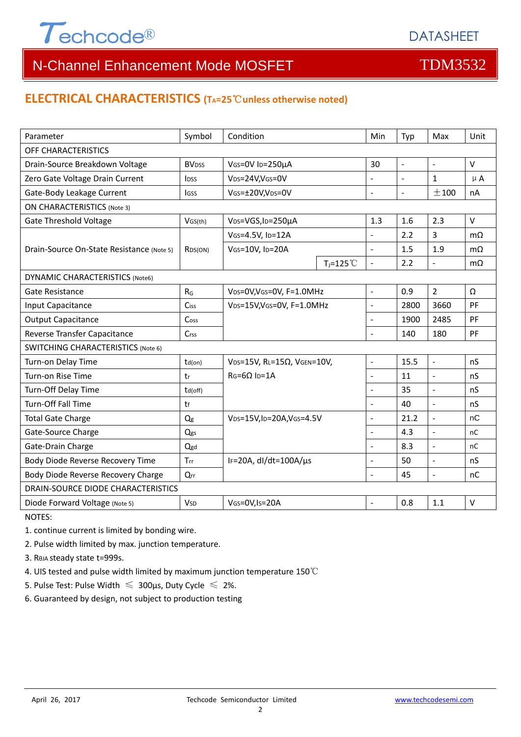## ELECTRICAL CHARACTERISTICS ($T_A$=25℃unless otherwise noted)

| Parameter | Symbol | Condition | Min | Typ | Max | Unit |
|---|---|---|---|---|---|---|
| OFF CHARACTERISTICS | | | | | | |
| Drain-Source Breakdown Voltage | $BV_{DSS}$ | $V_{GS}$=0V $I_D$=250μA | 30 | - | - | V |
| Zero Gate Voltage Drain Current | $I_{DSS}$ | $V_{DS}$=24V,$V_{GS}$=0V | - | - | 1 | μA |
| Gate-Body Leakage Current | $I_{GSS}$ | $V_{GS}$=±20V,$V_{DS}$=0V | - | - | ±100 | nA |
| ON CHARACTERISTICS (Note 3) | | | | | | |
| Gate Threshold Voltage | $V_{GS(th)}$ | $V_{DS}$=VGS,$I_D$=250μA | 1.3 | 1.6 | 2.3 | V |
| Drain-Source On-State Resistance (Note 5) | $R_{DS(ON)}$ | $V_{GS}$=4.5V, $I_D$=12A | - | 2.2 | 3 | mΩ |
| | | $V_{GS}$=10V, $I_D$=20A | - | 1.5 | 1.9 | mΩ |
| | | $V_{GS}$=10V, $I_D$=20A, $T_J$=125℃ | - | 2.2 | - | mΩ |
| DYNAMIC CHARACTERISTICS (Note6) | | | | | | |
| Gate Resistance | $R_G$ | $V_{DS}$=0V,$V_{GS}$=0V, F=1.0MHz | - | 0.9 | 2 | Ω |
| Input Capacitance | $C_{iss}$ | $V_{DS}$=15V,$V_{GS}$=0V, F=1.0MHz | - | 2800 | 3660 | PF |
| Output Capacitance | $C_{oss}$ | | - | 1900 | 2485 | PF |
| Reverse Transfer Capacitance | $C_{rss}$ | | - | 140 | 180 | PF |
| SWITCHING CHARACTERISTICS (Note 6) | | | | | | |
| Turn-on Delay Time | $t_{d(on)}$ | $V_{DS}$=15V, $R_L$=15Ω, $V_{GEN}$=10V, $R_G$=6Ω $I_D$=1A | - | 15.5 | - | nS |
| Turn-on Rise Time | $t_r$ | | - | 11 | - | nS |
| Turn-Off Delay Time | $t_{d(off)}$ | | - | 35 | - | nS |
| Turn-Off Fall Time | $t_f$ | | - | 40 | - | nS |
| Total Gate Charge | $Q_g$ | $V_{DS}$=15V,$I_D$=20A,$V_{GS}$=4.5V | - | 21.2 | - | nC |
| Gate-Source Charge | $Q_{gs}$ | | - | 4.3 | - | nC |
| Gate-Drain Charge | $Q_{gd}$ | | - | 8.3 | - | nC |
| Body Diode Reverse Recovery Time | $T_{rr}$ | $I_F$=20A, dI/dt=100A/μs | - | 50 | - | nS |
| Body Diode Reverse Recovery Charge | $Q_{rr}$ | | - | 45 | - | nC |
| DRAIN-SOURCE DIODE CHARACTERISTICS | | | | | | |
| Diode Forward Voltage (Note 5) | $V_{SD}$ | $V_{GS}$=0V,$I_S$=20A | - | 0.8 | 1.1 | V |

NOTES:

1. continue current is limited by bonding wire.
2. Pulse width limited by max. junction temperature.
3. $R_{θJA}$ steady state t=999s.
4. UIS tested and pulse width limited by maximum junction temperature 150℃
5. Pulse Test: Pulse Width ≤ 300μs, Duty Cycle ≤ 2%.
6. Guaranteed by design, not subject to production testing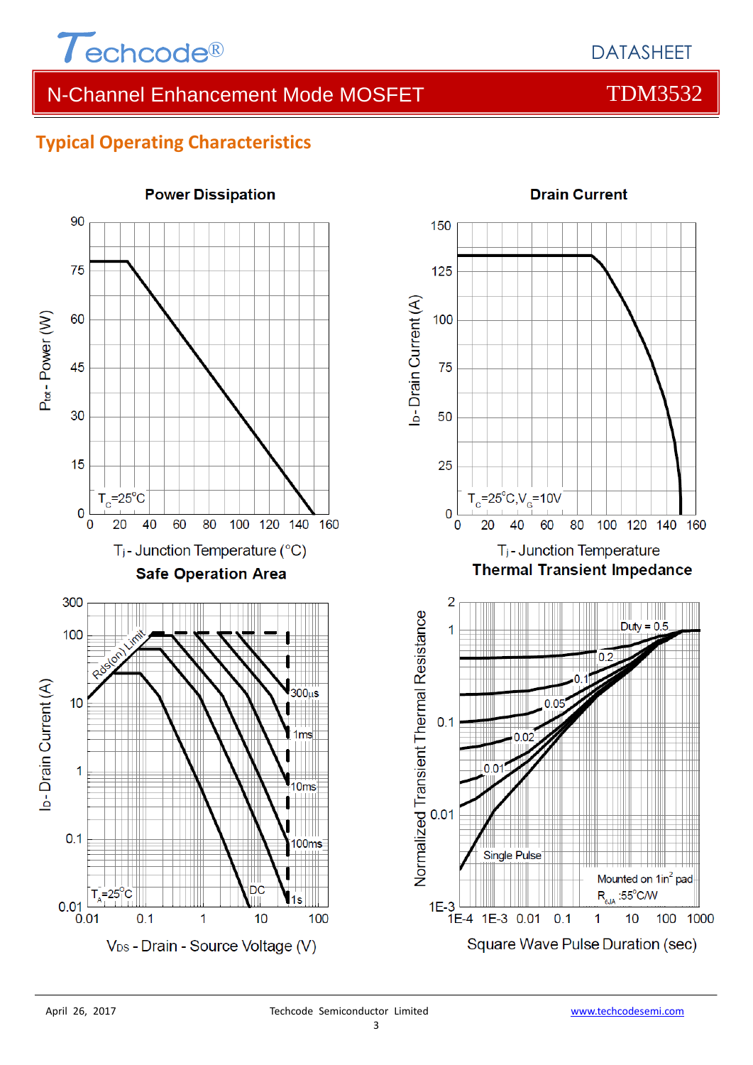## Typical Operating Characteristics

**Power Dissipation**

$P_{tot}$ - Power (W)

$T_C$=25°C

$T_j$ - Junction Temperature (°C)

**Drain Current**

$I_D$ - Drain Current (A)

$T_C$=25°C, $V_G$=10V

$T_j$ - Junction Temperature

**Safe Operation Area**

$I_D$ - Drain Current (A)

Rds(on) Limit

300µs, 1ms, 10ms, 100ms, 1s, DC

$T_A$=25°C

$V_{DS}$ - Drain - Source Voltage (V)

**Thermal Transient Impedance**

Normalized Transient Thermal Resistance

Duty = 0.5, 0.2, 0.1, 0.05, 0.02, 0.01, Single Pulse

Mounted on 1in² pad

$R_{\theta JA}$ :55°C/W

Square Wave Pulse Duration (sec)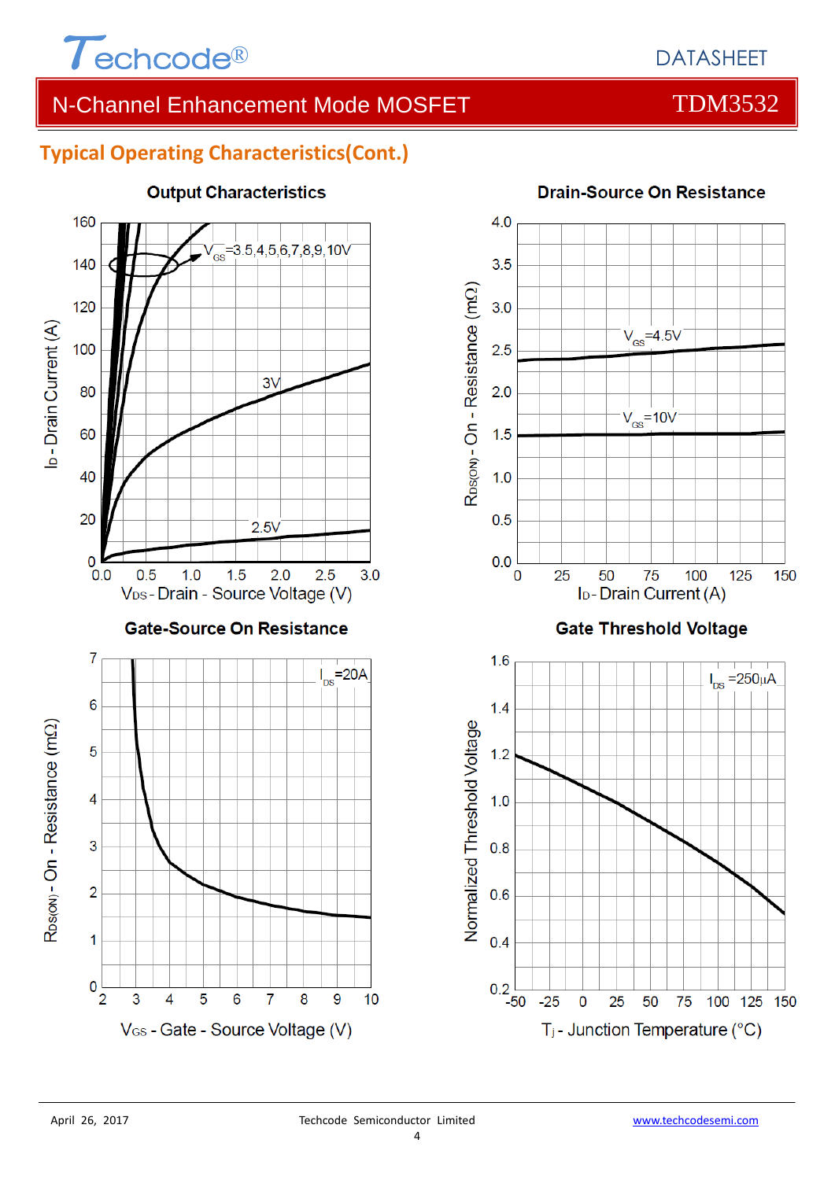## Typical Operating Characteristics(Cont.)

**Output Characteristics**

$V_{GS}$=3.5,4,5,6,7,8,9,10V

3V

2.5V

$I_D$ - Drain Current (A)

$V_{DS}$ - Drain - Source Voltage (V)

**Drain-Source On Resistance**

$V_{GS}$=4.5V

$V_{GS}$=10V

$R_{DS(ON)}$ - On - Resistance (mΩ)

$I_D$ - Drain Current (A)

**Gate-Source On Resistance**

$I_{DS}$=20A

$R_{DS(ON)}$ - On - Resistance (mΩ)

$V_{GS}$ - Gate - Source Voltage (V)

**Gate Threshold Voltage**

$I_{DS}$ =250µA

Normalized Threshold Voltage

$T_j$ - Junction Temperature (°C)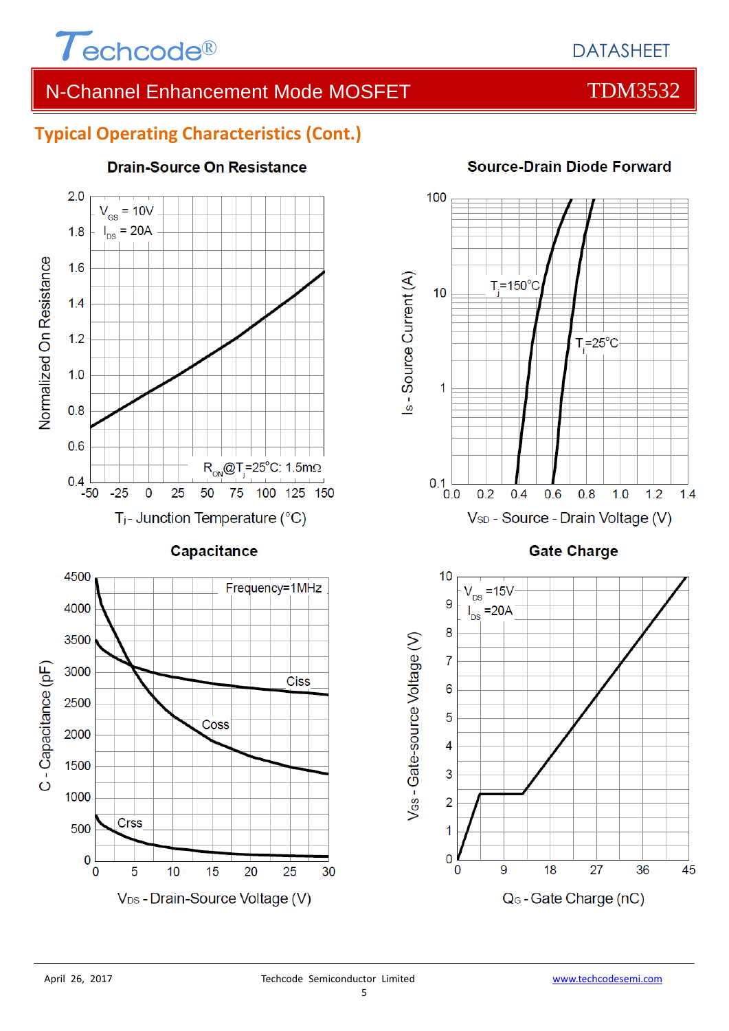## Typical Operating Characteristics (Cont.)

**Drain-Source On Resistance**

$V_{GS}$ = 10V
$I_{DS}$ = 20A

$R_{ON}$@$T_j$=25°C: 1.5mΩ

Normalized On Resistance

$T_j$ - Junction Temperature (°C)

**Source-Drain Diode Forward**

$T_j$=150°C

$T_j$=25°C

$I_S$ - Source Current (A)

$V_{SD}$ - Source - Drain Voltage (V)

**Capacitance**

Frequency=1MHz

Ciss

Coss

Crss

C - Capacitance (pF)

$V_{DS}$ - Drain-Source Voltage (V)

**Gate Charge**

$V_{DS}$ =15V
$I_{DS}$ =20A

$V_{GS}$ - Gate-source Voltage (V)

$Q_G$ - Gate Charge (nC)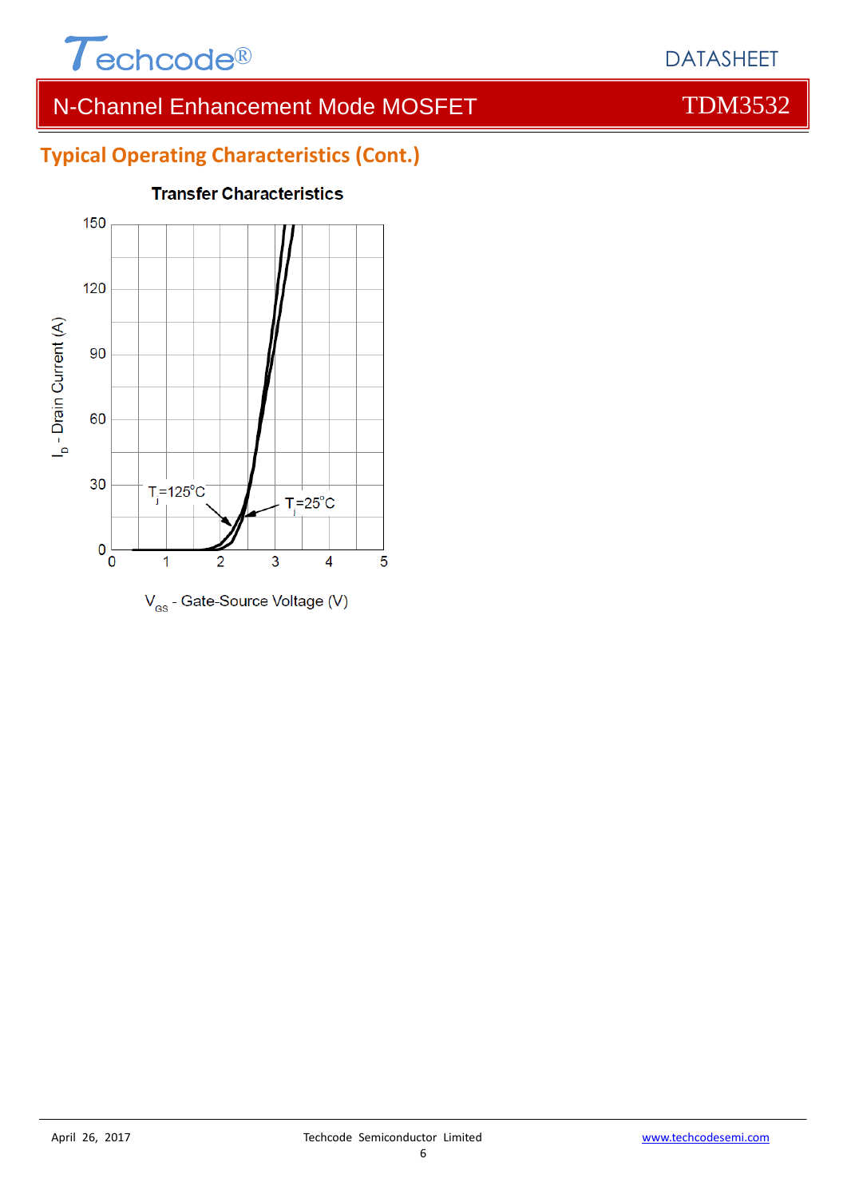## Typical Operating Characteristics (Cont.)

**Transfer Characteristics**

$I_D$ - Drain Current (A)

150, 120, 90, 60, 30, 0

0, 1, 2, 3, 4, 5

$T_j$=125°C

$T_j$=25°C

$V_{GS}$ - Gate-Source Voltage (V)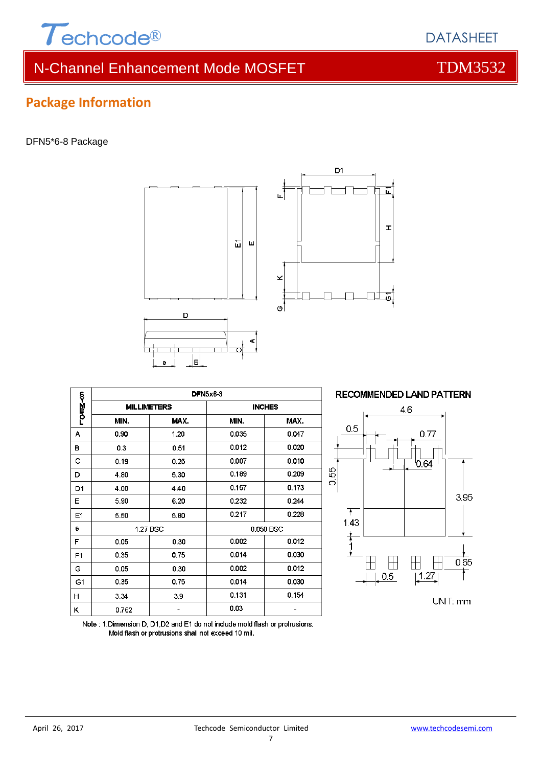## Package Information

DFN5*6-8 Package

| SYMBOL | DFN5x6-8 | | | |
|---|---|---|---|---|
| | MILLIMETERS | | INCHES | |
| | MIN. | MAX. | MIN. | MAX. |
| A | 0.90 | 1.20 | 0.035 | 0.047 |
| B | 0.3 | 0.51 | 0.012 | 0.020 |
| C | 0.19 | 0.25 | 0.007 | 0.010 |
| D | 4.80 | 5.30 | 0.189 | 0.209 |
| D1 | 4.00 | 4.40 | 0.157 | 0.173 |
| E | 5.90 | 6.20 | 0.232 | 0.244 |
| E1 | 5.50 | 5.80 | 0.217 | 0.228 |
| e | 1.27 BSC | | 0.050 BSC | |
| F | 0.05 | 0.30 | 0.002 | 0.012 |
| F1 | 0.35 | 0.75 | 0.014 | 0.030 |
| G | 0.05 | 0.30 | 0.002 | 0.012 |
| G1 | 0.35 | 0.75 | 0.014 | 0.030 |
| H | 3.34 | 3.9 | 0.131 | 0.154 |
| K | 0.762 | - | 0.03 | - |

Note : 1.Dimension D, D1,D2 and E1 do not include mold flash or protrusions.
Mold flash or protrusions shall not exceed 10 mil.

RECOMMENDED LAND PATTERN

UNIT: mm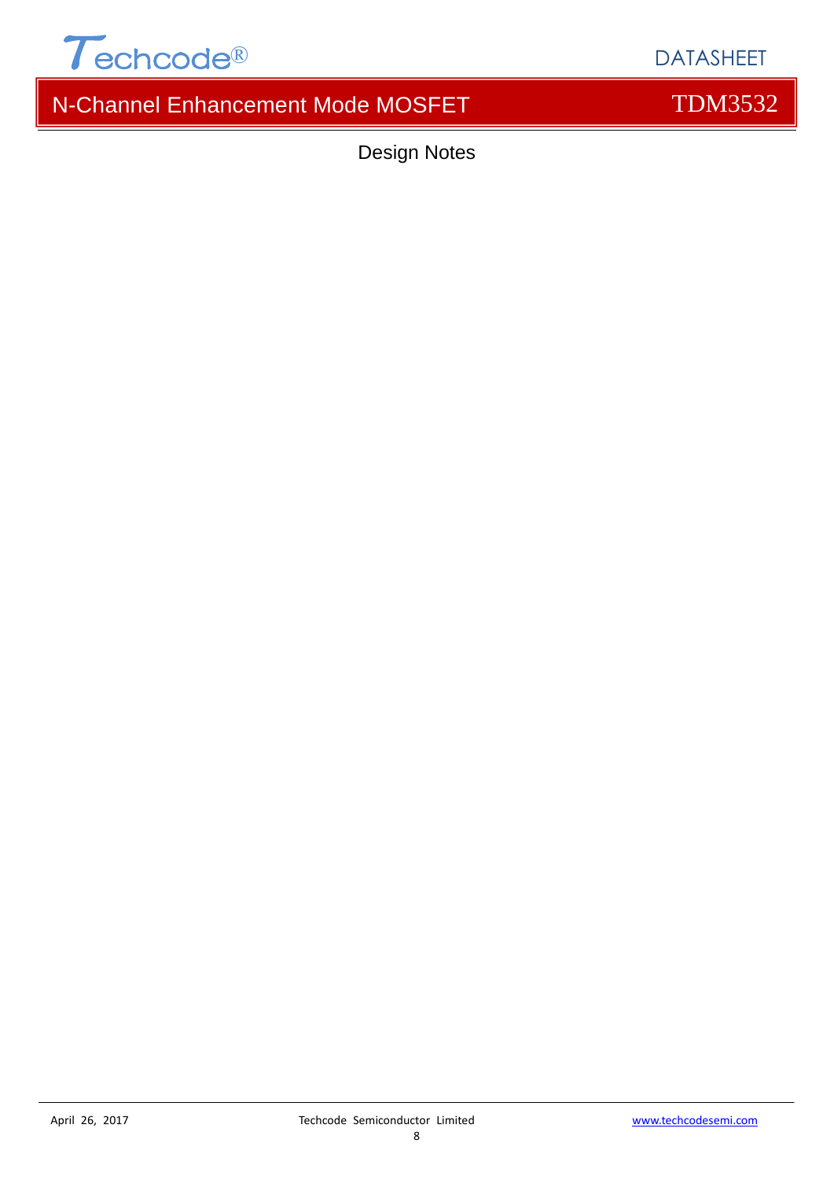Design Notes